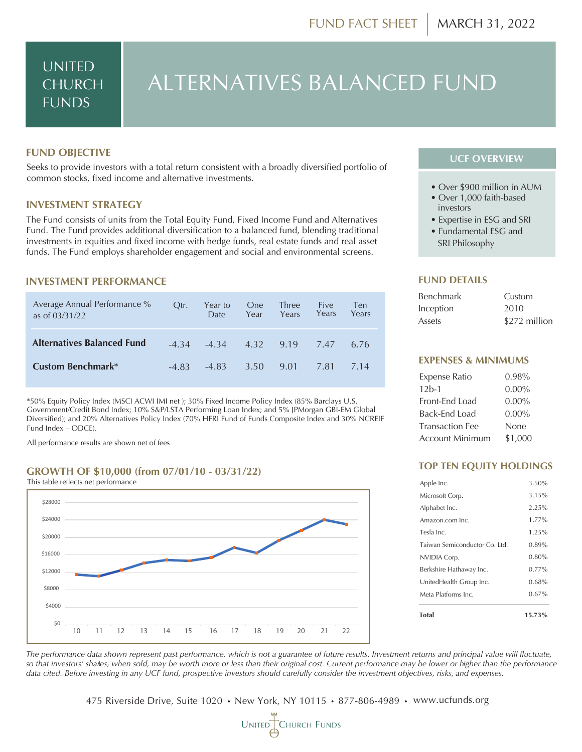FUND FACT SHEET | MARCH 31, 2022

UNITED CHURCH FUNDS

# ALTERNATIVES BALANCED FUND

## FUND OBJECTIVE

Seeks to provide investors with a total return consistent with a broadly diversified portfolio of common stocks, fixed income and alternative investments.

## INVESTMENT STRATEGY

The Fund consists of units from the Total Equity Fund, Fixed Income Fund and Alternatives Fund. The Fund provides additional diversification to a balanced fund, blending traditional investments in equities and fixed income with hedge funds, real estate funds and real asset funds. The Fund employs shareholder engagement and social and environmental screens.

## INVESTMENT PERFORMANCE

| Average Annual Performance % as of 03/31/22 | Qtr. | Year to Date | One Year | Three Years | Five Years | Ten Years |
|---|---|---|---|---|---|---|
| **Alternatives Balanced Fund** | -4.34 | -4.34 | 4.32 | 9.19 | 7.47 | 6.76 |
| **Custom Benchmark*** | -4.83 | -4.83 | 3.50 | 9.01 | 7.81 | 7.14 |

*50% Equity Policy Index (MSCI ACWI IMI net ); 30% Fixed Income Policy Index (85% Barclays U.S. Government/Credit Bond Index; 10% S&P/LSTA Performing Loan Index; and 5% JPMorgan GBI-EM Global Diversified); and 20% Alternatives Policy Index (70% HFRI Fund of Funds Composite Index and 30% NCREIF Fund Index – ODCE).

All performance results are shown net of fees

## GROWTH OF $10,000 (from 07/01/10 - 03/31/22)

This table reflects net performance

## UCF OVERVIEW

- Over $900 million in AUM
- Over 1,000 faith-based investors
- Expertise in ESG and SRI
- Fundamental ESG and SRI Philosophy

## FUND DETAILS

| | |
|---|---|
| Benchmark | Custom |
| Inception | 2010 |
| Assets | $272 million |

## EXPENSES & MINIMUMS

| | |
|---|---|
| Expense Ratio | 0.98% |
| 12b-1 | 0.00% |
| Front-End Load | 0.00% |
| Back-End Load | 0.00% |
| Transaction Fee | None |
| Account Minimum | $1,000 |

## TOP TEN EQUITY HOLDINGS

| | |
|---|---|
| Apple Inc. | 3.50% |
| Microsoft Corp. | 3.15% |
| Alphabet Inc. | 2.25% |
| Amazon.com Inc. | 1.77% |
| Tesla Inc. | 1.25% |
| Taiwan Semiconductor Co. Ltd. | 0.89% |
| NVIDIA Corp. | 0.80% |
| Berkshire Hathaway Inc. | 0.77% |
| UnitedHealth Group Inc. | 0.68% |
| Meta Platforms Inc. | 0.67% |
| **Total** | **15.73%** |

*The performance data shown represent past performance, which is not a guarantee of future results. Investment returns and principal value will fluctuate, so that investors' shares, when sold, may be worth more or less than their original cost. Current performance may be lower or higher than the performance data cited. Before investing in any UCF fund, prospective investors should carefully consider the investment objectives, risks, and expenses.*

475 Riverside Drive, Suite 1020 • New York, NY 10115 • 877-806-4989 • www.ucfunds.org

United Church Funds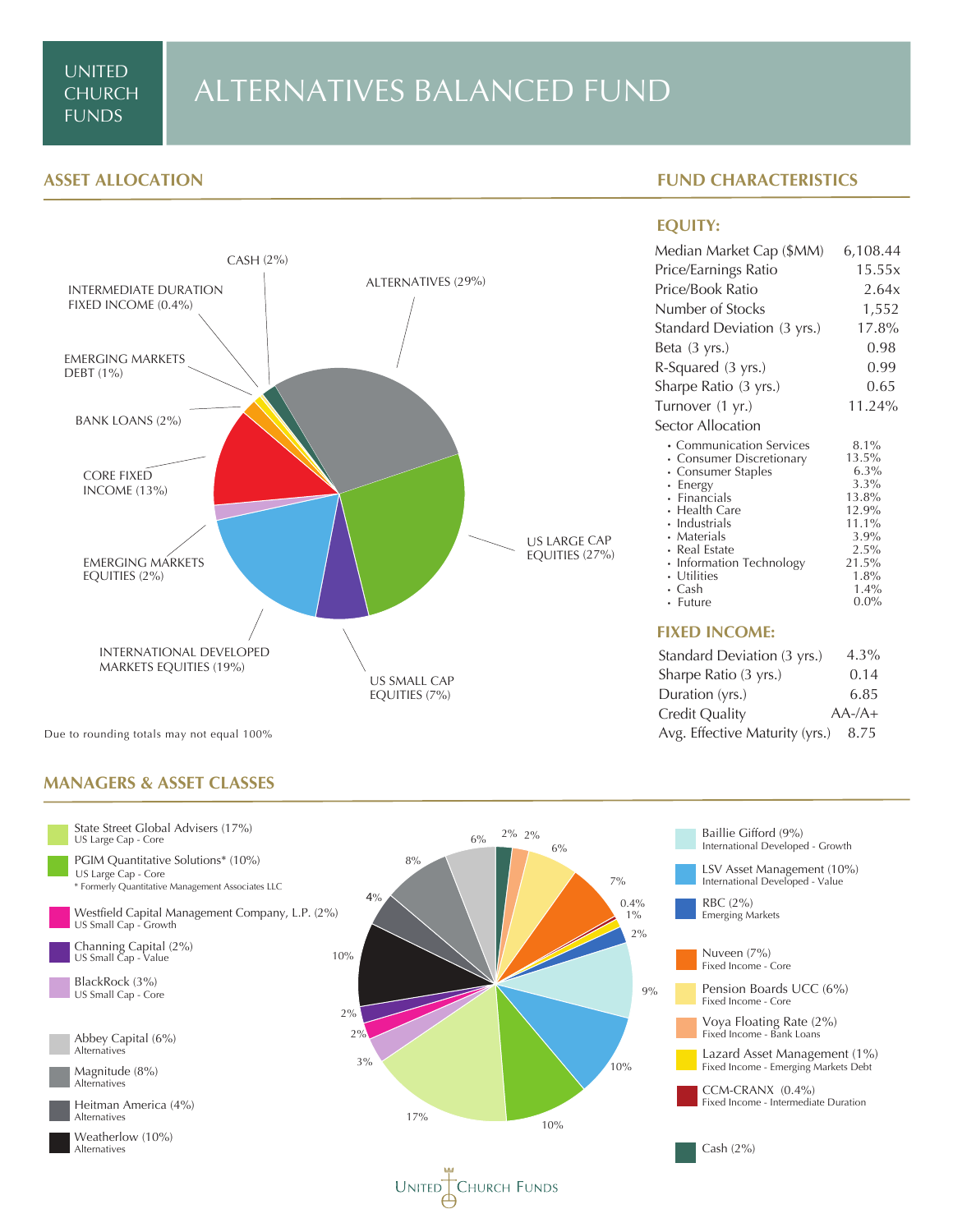UNITED CHURCH FUNDS

# ALTERNATIVES BALANCED FUND

## ASSET ALLOCATION

CASH (2%)
INTERMEDIATE DURATION FIXED INCOME (0.4%)
ALTERNATIVES (29%)
EMERGING MARKETS DEBT (1%)
BANK LOANS (2%)
CORE FIXED INCOME (13%)
EMERGING MARKETS EQUITIES (2%)
US LARGE CAP EQUITIES (27%)
INTERNATIONAL DEVELOPED MARKETS EQUITIES (19%)
US SMALL CAP EQUITIES (7%)

Due to rounding totals may not equal 100%

## FUND CHARACTERISTICS

### EQUITY:

| | |
|---|---|
| Median Market Cap ($MM) | 6,108.44 |
| Price/Earnings Ratio | 15.55x |
| Price/Book Ratio | 2.64x |
| Number of Stocks | 1,552 |
| Standard Deviation (3 yrs.) | 17.8% |
| Beta (3 yrs.) | 0.98 |
| R-Squared (3 yrs.) | 0.99 |
| Sharpe Ratio (3 yrs.) | 0.65 |
| Turnover (1 yr.) | 11.24% |
| Sector Allocation | |
| • Communication Services | 8.1% |
| • Consumer Discretionary | 13.5% |
| • Consumer Staples | 6.3% |
| • Energy | 3.3% |
| • Financials | 13.8% |
| • Health Care | 12.9% |
| • Industrials | 11.1% |
| • Materials | 3.9% |
| • Real Estate | 2.5% |
| • Information Technology | 21.5% |
| • Utilities | 1.8% |
| • Cash | 1.4% |
| • Future | 0.0% |

### FIXED INCOME:

| | |
|---|---|
| Standard Deviation (3 yrs.) | 4.3% |
| Sharpe Ratio (3 yrs.) | 0.14 |
| Duration (yrs.) | 6.85 |
| Credit Quality | AA-/A+ |
| Avg. Effective Maturity (yrs.) | 8.75 |

## MANAGERS & ASSET CLASSES

State Street Global Advisers (17%)
US Large Cap - Core

PGIM Quantitative Solutions* (10%)
US Large Cap - Core
* Formerly Quantitative Management Associates LLC

Westfield Capital Management Company, L.P. (2%)
US Small Cap - Growth

Channing Capital (2%)
US Small Cap - Value

BlackRock (3%)
US Small Cap - Core

Abbey Capital (6%)
Alternatives

Magnitude (8%)
Alternatives

Heitman America (4%)
Alternatives

Weatherlow (10%)
Alternatives

6% 2% 2% 6% 7% 0.4% 1% 2% 9% 10% 10% 17% 3% 2% 2% 10% 4% 8%

Baillie Gifford (9%)
International Developed - Growth

LSV Asset Management (10%)
International Developed - Value

RBC (2%)
Emerging Markets

Nuveen (7%)
Fixed Income - Core

Pension Boards UCC (6%)
Fixed Income - Core

Voya Floating Rate (2%)
Fixed Income - Bank Loans

Lazard Asset Management (1%)
Fixed Income - Emerging Markets Debt

CCM-CRANX (0.4%)
Fixed Income - Intermediate Duration

Cash (2%)

UNITED CHURCH FUNDS